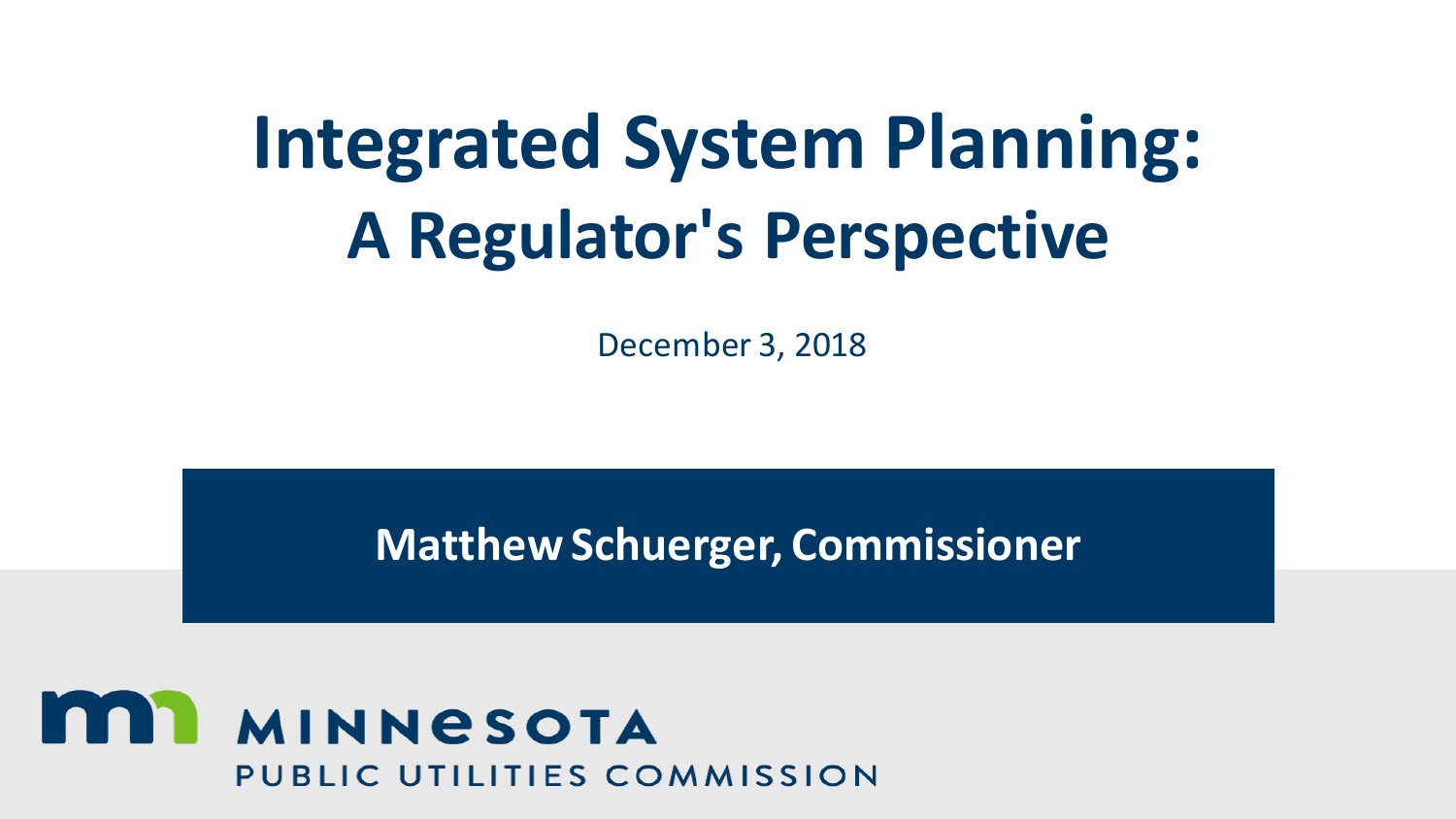# Integrated System Planning: A Regulator's Perspective

December 3, 2018

**Matthew Schuerger, Commissioner**

MINNESOTA
PUBLIC UTILITIES COMMISSION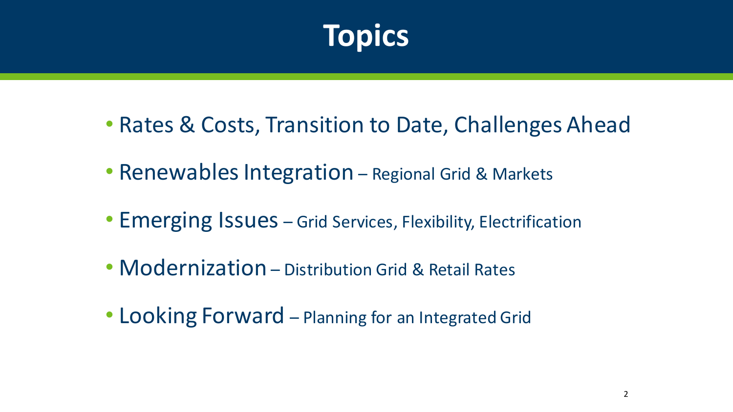# Topics

- Rates & Costs, Transition to Date, Challenges Ahead
- Renewables Integration – Regional Grid & Markets
- Emerging Issues – Grid Services, Flexibility, Electrification
- Modernization – Distribution Grid & Retail Rates
- Looking Forward – Planning for an Integrated Grid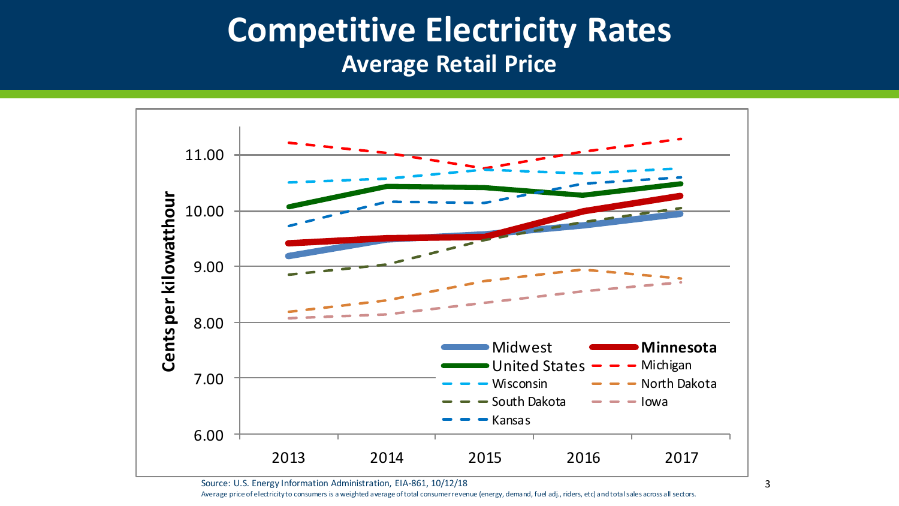# Competitive Electricity Rates

## Average Retail Price

Source: U.S. Energy Information Administration, EIA-861, 10/12/18

Average price of electricity to consumers is a weighted average of total consumer revenue (energy, demand, fuel adj., riders, etc) and total sales across all sectors.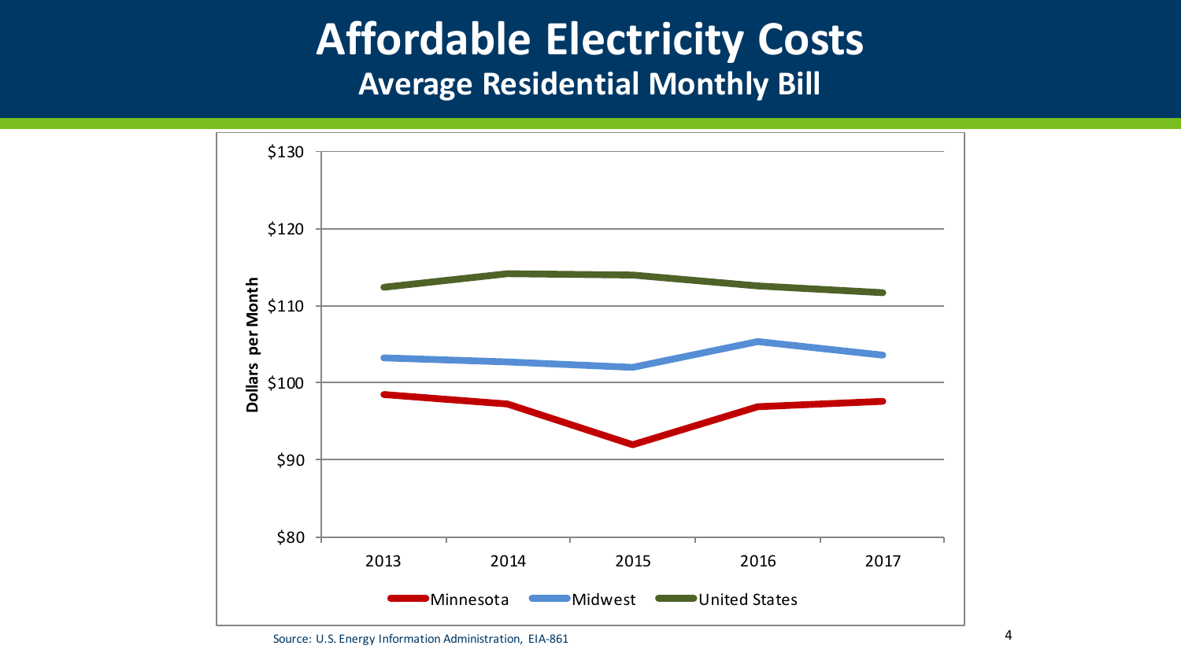# Affordable Electricity Costs

## Average Residential Monthly Bill

Source: U.S. Energy Information Administration, EIA-861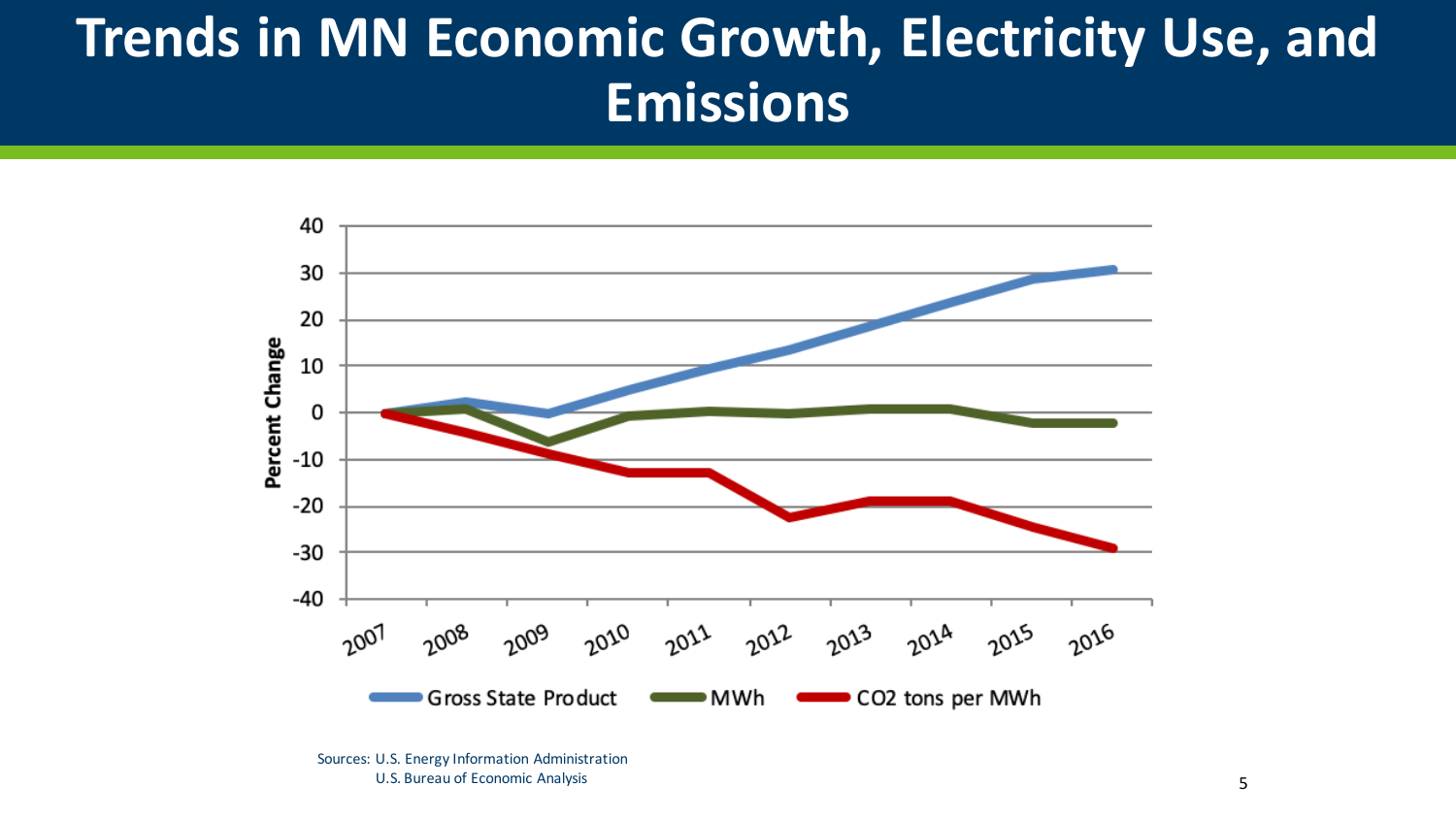# Trends in MN Economic Growth, Electricity Use, and Emissions

Sources: U.S. Energy Information Administration
U.S. Bureau of Economic Analysis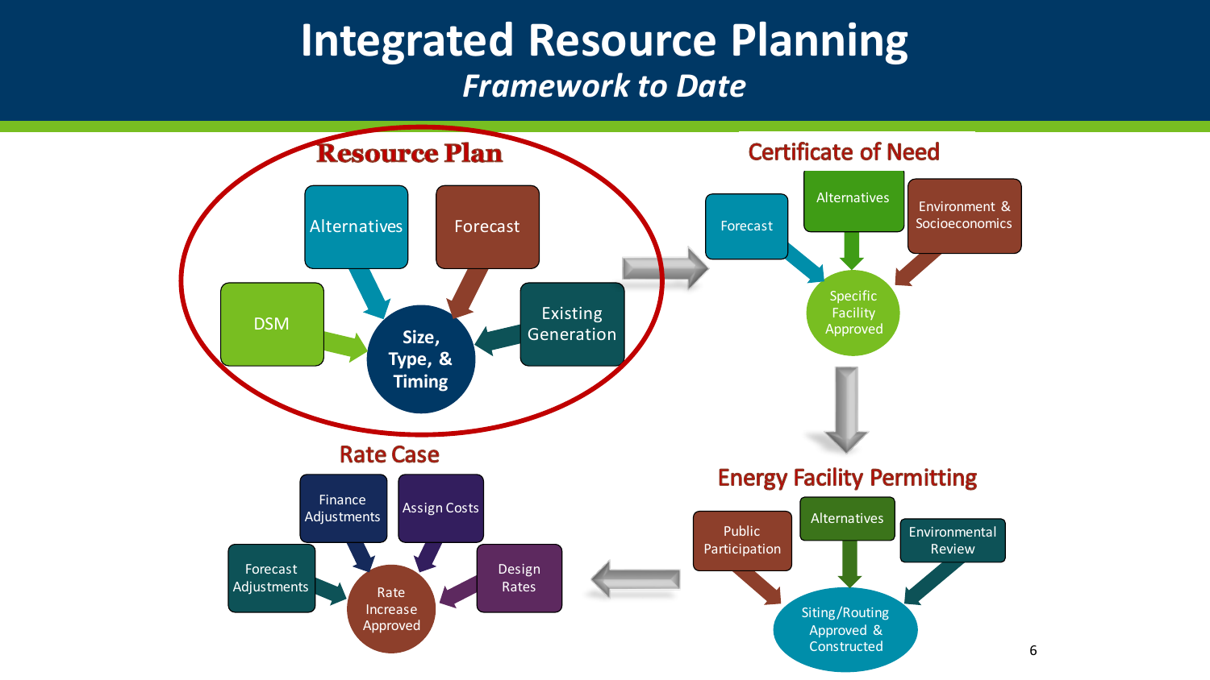# Integrated Resource Planning

## *Framework to Date*

### Resource Plan

- Alternatives
- Forecast
- DSM
- Existing Generation
- → **Size, Type, & Timing**

### Certificate of Need

- Forecast
- Alternatives
- Environment & Socioeconomics
- → Specific Facility Approved

### Energy Facility Permitting

- Public Participation
- Alternatives
- Environmental Review
- → Siting/Routing Approved & Constructed

### Rate Case

- Finance Adjustments
- Assign Costs
- Forecast Adjustments
- Design Rates
- → Rate Increase Approved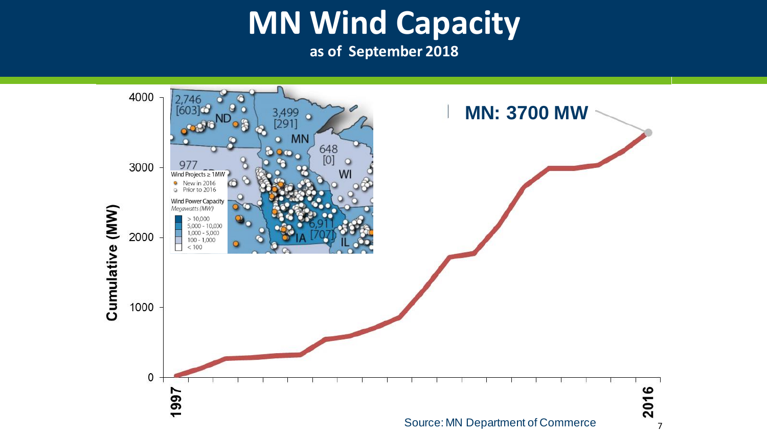# MN Wind Capacity

**as of September 2018**

**MN: 3700 MW**

Cumulative (MW)

0, 1000, 2000, 3000, 4000

1997 — 2016

Wind Projects ≥ 1MW
- New in 2016
- Prior to 2016

Wind Power Capacity
*Megawatts (MW)*
- > 10,000
- 5,000 - 10,000
- 1,000 - 5,000
- 100 - 1,000
- < 100

ND 2,746 [603]
MN 3,499 [291]
WI 648 [0]
977
IA 6,911 [707]
IL

Source: MN Department of Commerce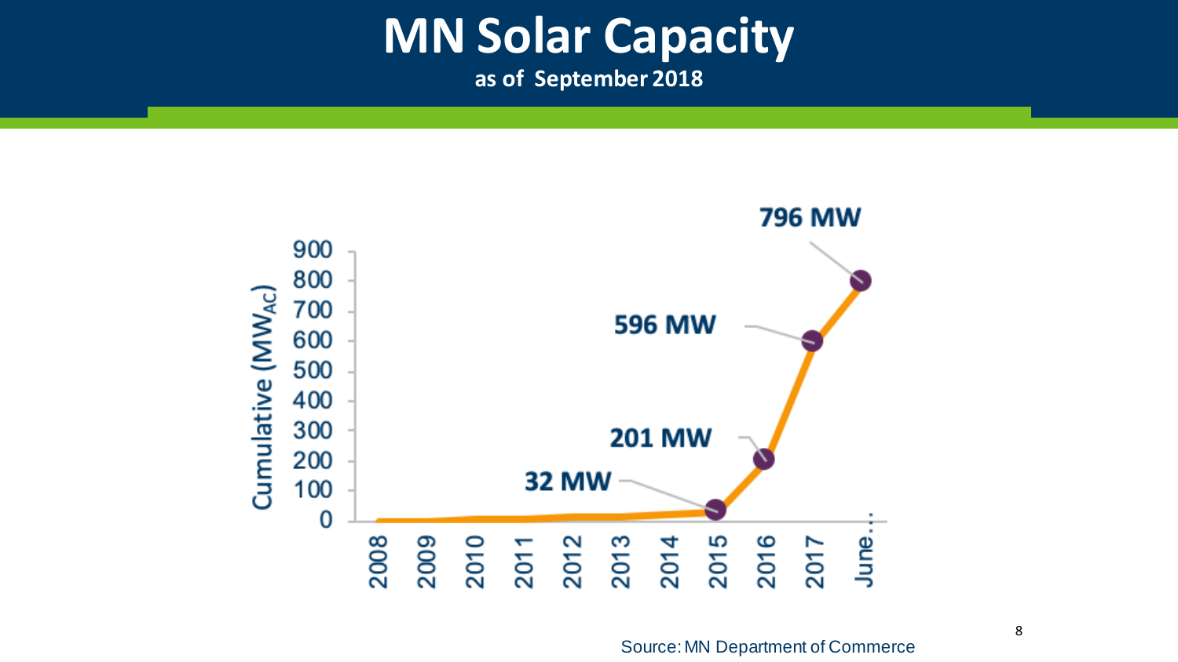# MN Solar Capacity

**as of September 2018**

| Year | Cumulative ($MW_{AC}$) |
|---|---|
| 2015 | 32 MW |
| 2016 | 201 MW |
| 2017 | 596 MW |
| June... | 796 MW |

Source: MN Department of Commerce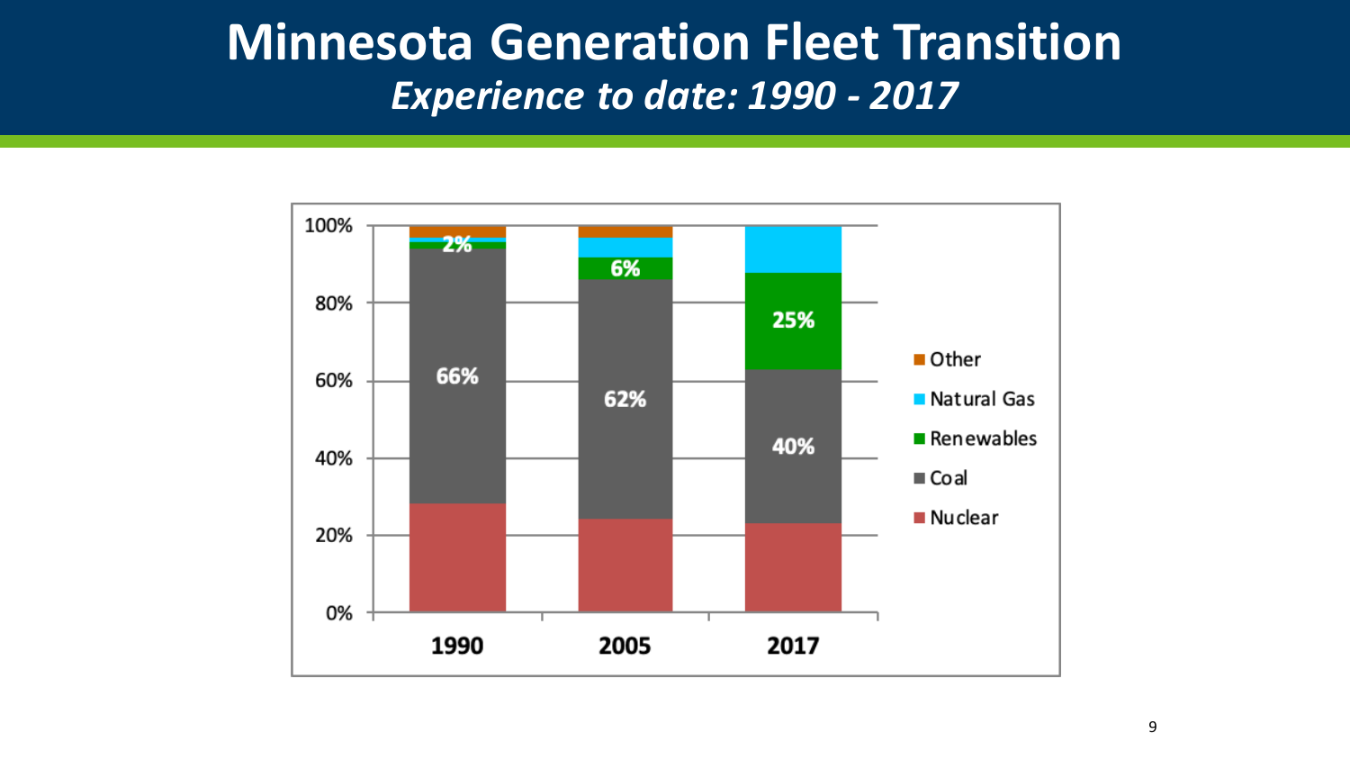# Minnesota Generation Fleet Transition

## *Experience to date: 1990 - 2017*

| | 1990 | 2005 | 2017 |
|---|---|---|---|
| Renewables | 2% | 6% | 25% |
| Coal | 66% | 62% | 40% |

Legend: Other, Natural Gas, Renewables, Coal, Nuclear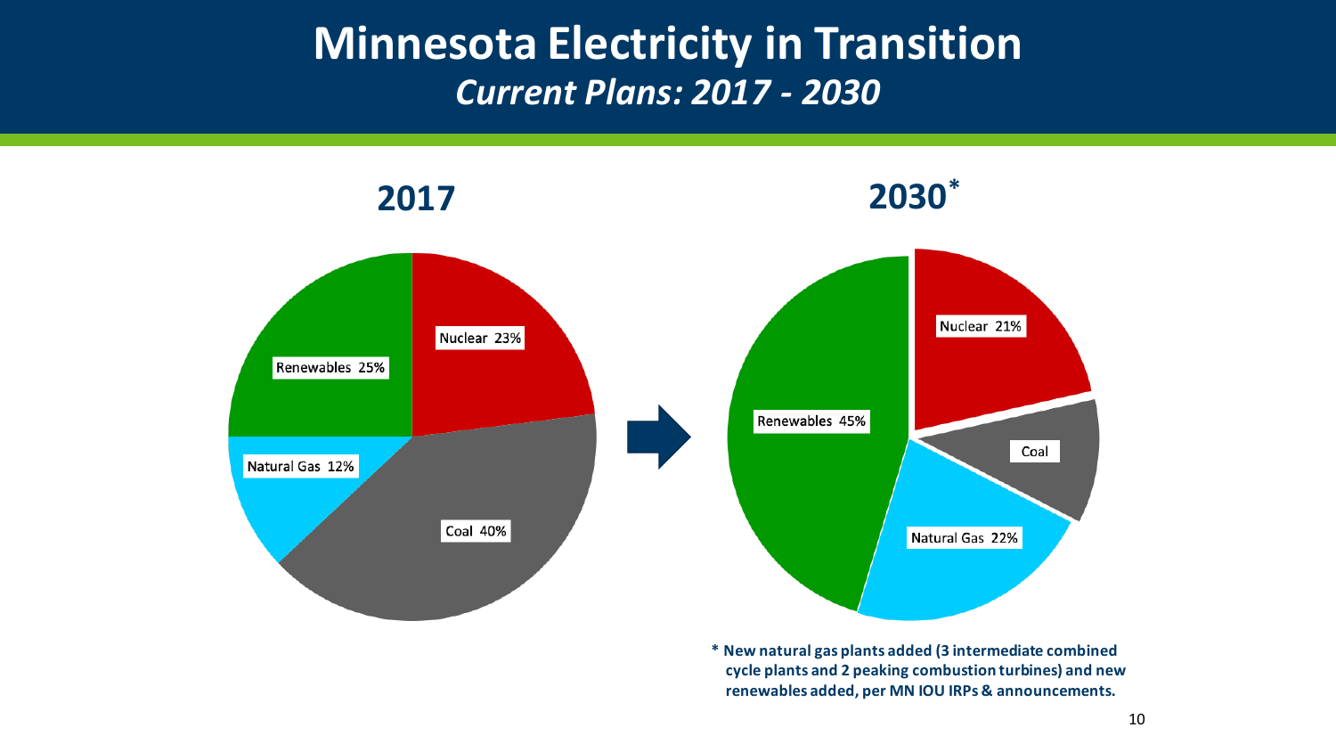# Minnesota Electricity in Transition

***Current Plans: 2017 - 2030***

**2017**

| Source | Share |
|---|---|
| Nuclear | 23% |
| Coal | 40% |
| Natural Gas | 12% |
| Renewables | 25% |

**2030***

| Source | Share |
|---|---|
| Nuclear | 21% |
| Coal | |
| Natural Gas | 22% |
| Renewables | 45% |

**\* New natural gas plants added (3 intermediate combined cycle plants and 2 peaking combustion turbines) and new renewables added, per MN IOU IRPs & announcements.**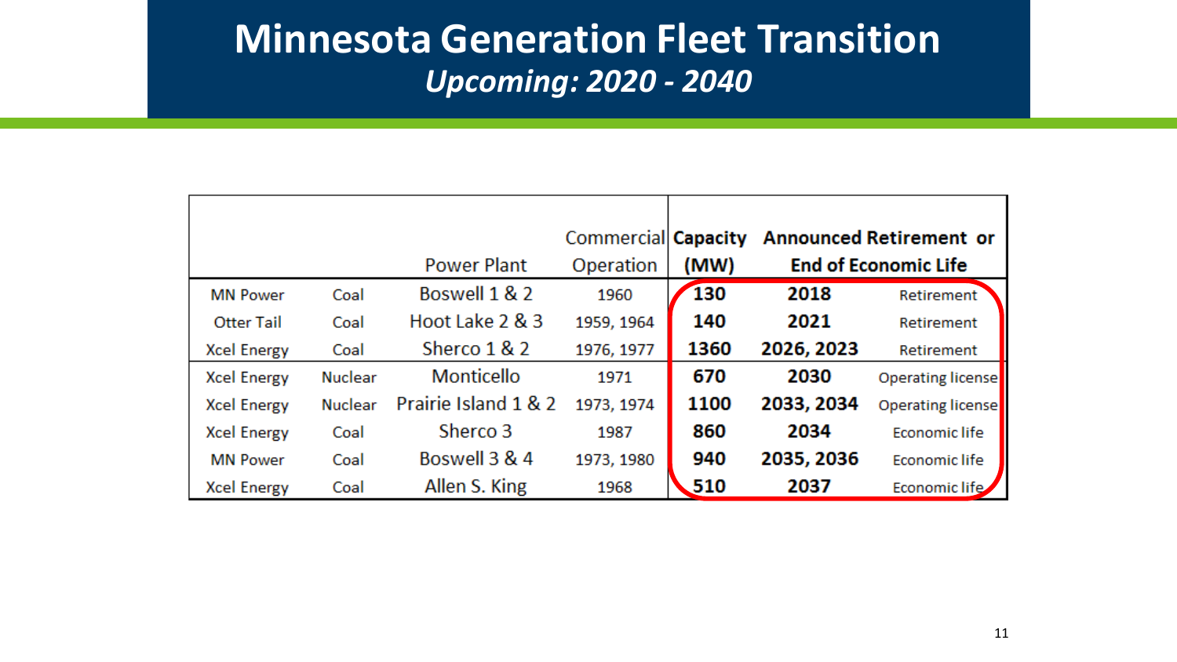# Minnesota Generation Fleet Transition

*Upcoming: 2020 - 2040*

| | | Power Plant | Commercial Operation | Capacity (MW) | Announced Retirement or End of Economic Life | |
|---|---|---|---|---|---|---|
| MN Power | Coal | Boswell 1 & 2 | 1960 | 130 | 2018 | Retirement |
| Otter Tail | Coal | Hoot Lake 2 & 3 | 1959, 1964 | 140 | 2021 | Retirement |
| Xcel Energy | Coal | Sherco 1 & 2 | 1976, 1977 | 1360 | 2026, 2023 | Retirement |
| Xcel Energy | Nuclear | Monticello | 1971 | 670 | 2030 | Operating license |
| Xcel Energy | Nuclear | Prairie Island 1 & 2 | 1973, 1974 | 1100 | 2033, 2034 | Operating license |
| Xcel Energy | Coal | Sherco 3 | 1987 | 860 | 2034 | Economic life |
| MN Power | Coal | Boswell 3 & 4 | 1973, 1980 | 940 | 2035, 2036 | Economic life |
| Xcel Energy | Coal | Allen S. King | 1968 | 510 | 2037 | Economic life |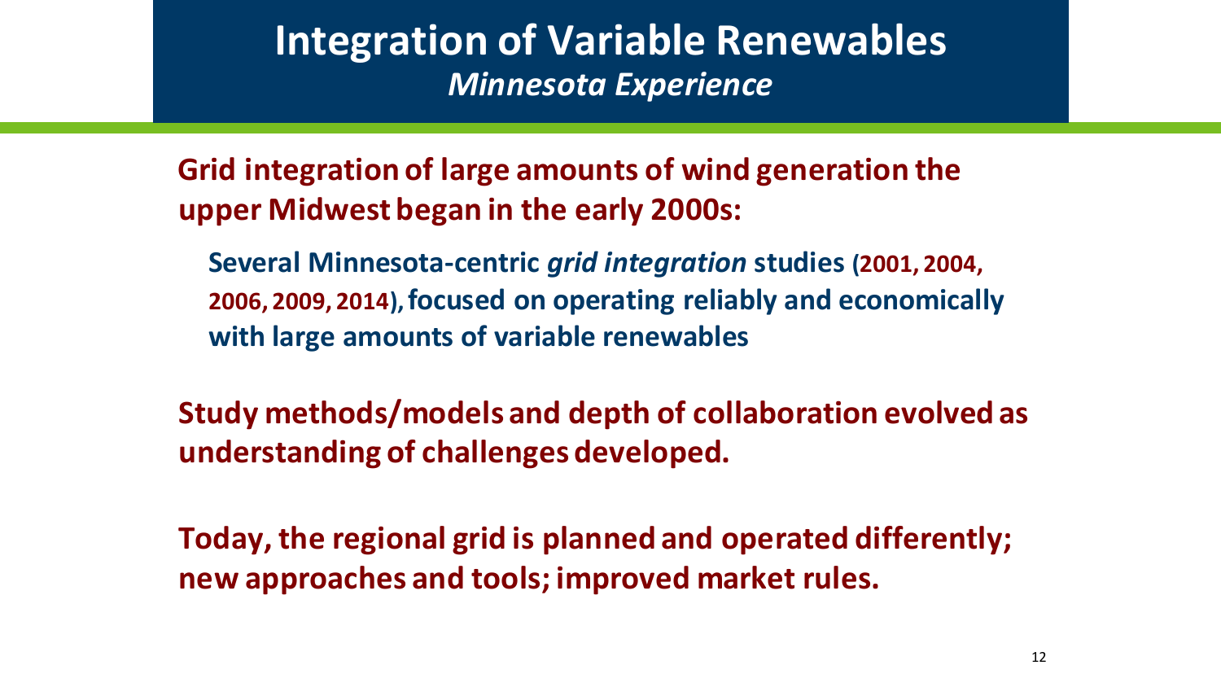# Integration of Variable Renewables

## *Minnesota Experience*

**Grid integration of large amounts of wind generation the upper Midwest began in the early 2000s:**

**Several Minnesota-centric *grid integration* studies (2001, 2004, 2006, 2009, 2014), focused on operating reliably and economically with large amounts of variable renewables**

**Study methods/models and depth of collaboration evolved as understanding of challenges developed.**

**Today, the regional grid is planned and operated differently; new approaches and tools; improved market rules.**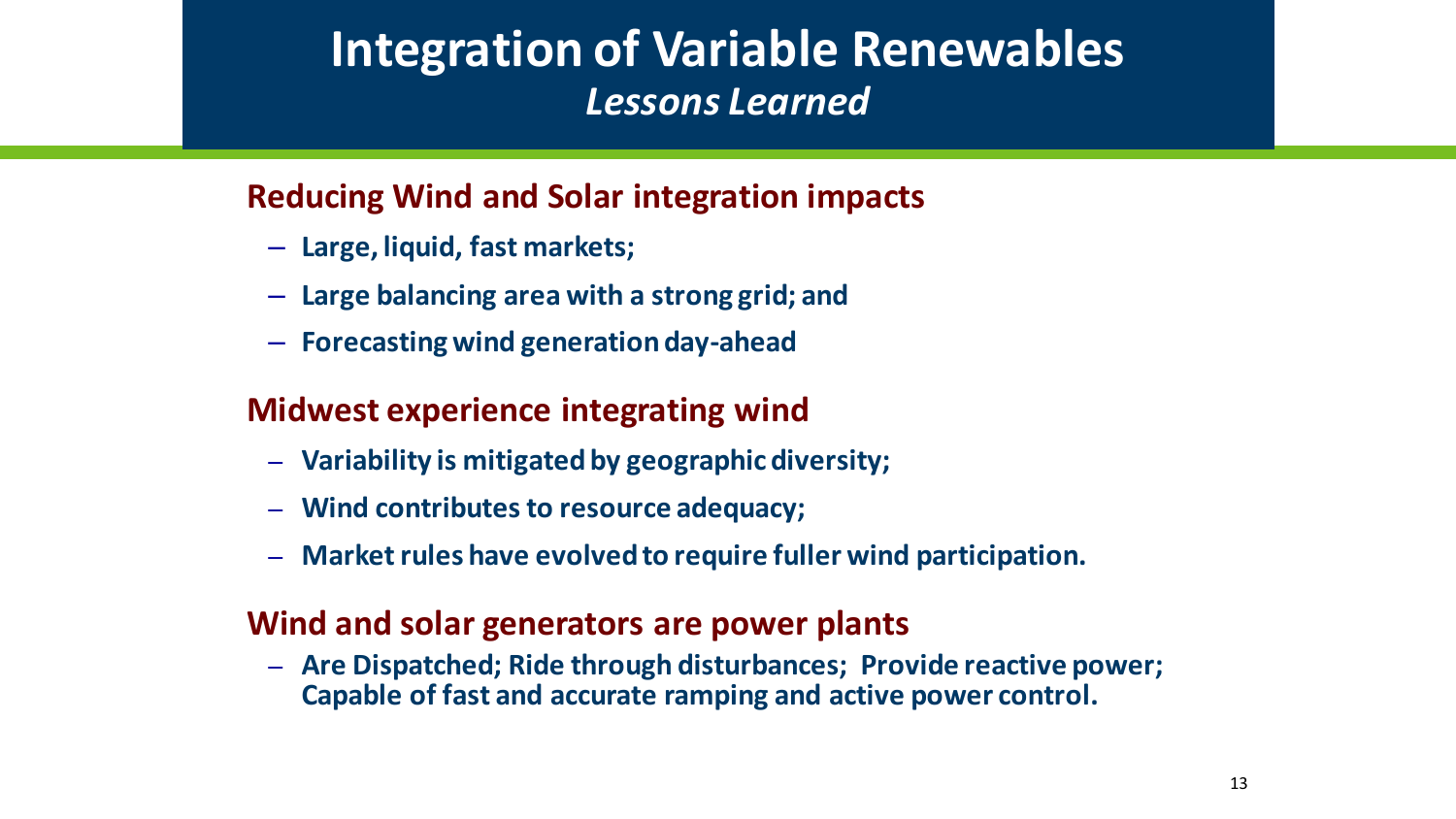# Integration of Variable Renewables

## *Lessons Learned*

### Reducing Wind and Solar integration impacts

- **Large, liquid, fast markets;**
- **Large balancing area with a strong grid; and**
- **Forecasting wind generation day-ahead**

### Midwest experience integrating wind

- **Variability is mitigated by geographic diversity;**
- **Wind contributes to resource adequacy;**
- **Market rules have evolved to require fuller wind participation.**

### Wind and solar generators are power plants

- **Are Dispatched; Ride through disturbances; Provide reactive power; Capable of fast and accurate ramping and active power control.**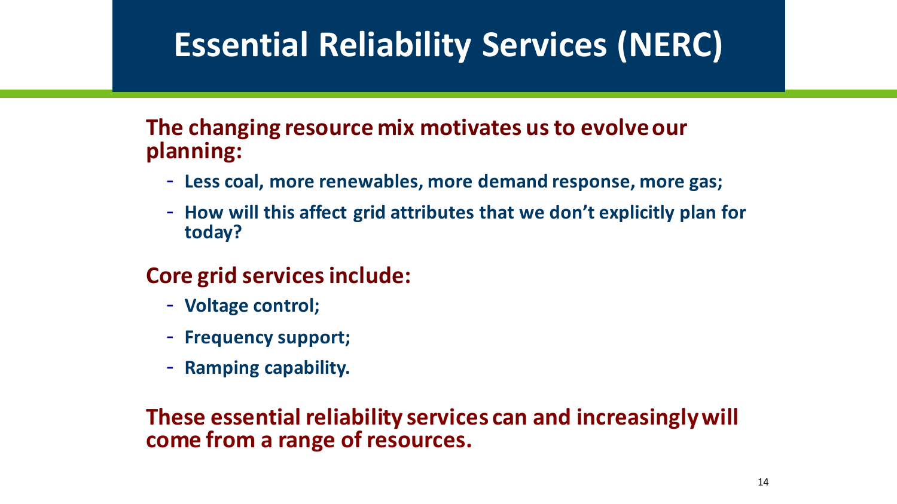# Essential Reliability Services (NERC)

**The changing resource mix motivates us to evolve our planning:**

- **Less coal, more renewables, more demand response, more gas;**
- **How will this affect grid attributes that we don't explicitly plan for today?**

**Core grid services include:**

- **Voltage control;**
- **Frequency support;**
- **Ramping capability.**

**These essential reliability services can and increasingly will come from a range of resources.**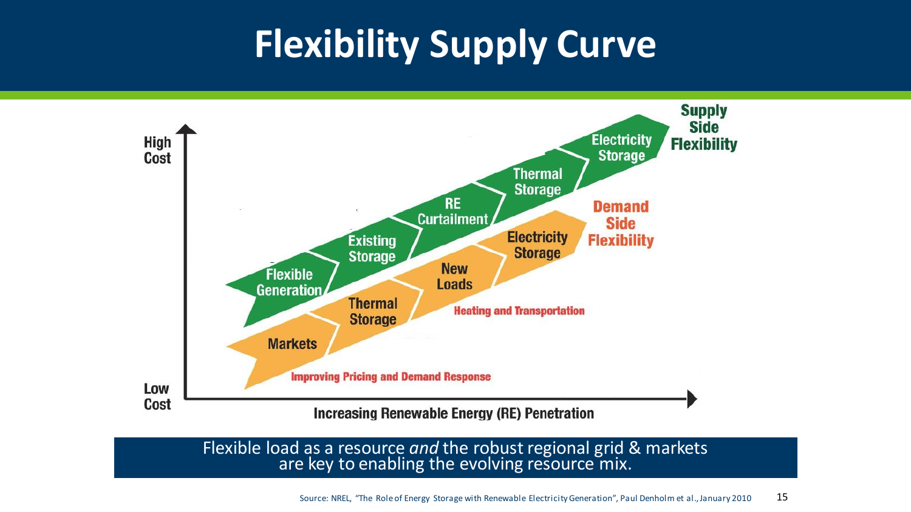# Flexibility Supply Curve

High Cost

Low Cost

Supply Side Flexibility: Flexible Generation, Existing Storage, RE Curtailment, Thermal Storage, Electricity Storage

Demand Side Flexibility: Markets, Thermal Storage, New Loads, Electricity Storage

Improving Pricing and Demand Response

Heating and Transportation

Increasing Renewable Energy (RE) Penetration

Flexible load as a resource *and* the robust regional grid & markets are key to enabling the evolving resource mix.

Source: NREL, "The Role of Energy Storage with Renewable Electricity Generation", Paul Denholm et al., January 2010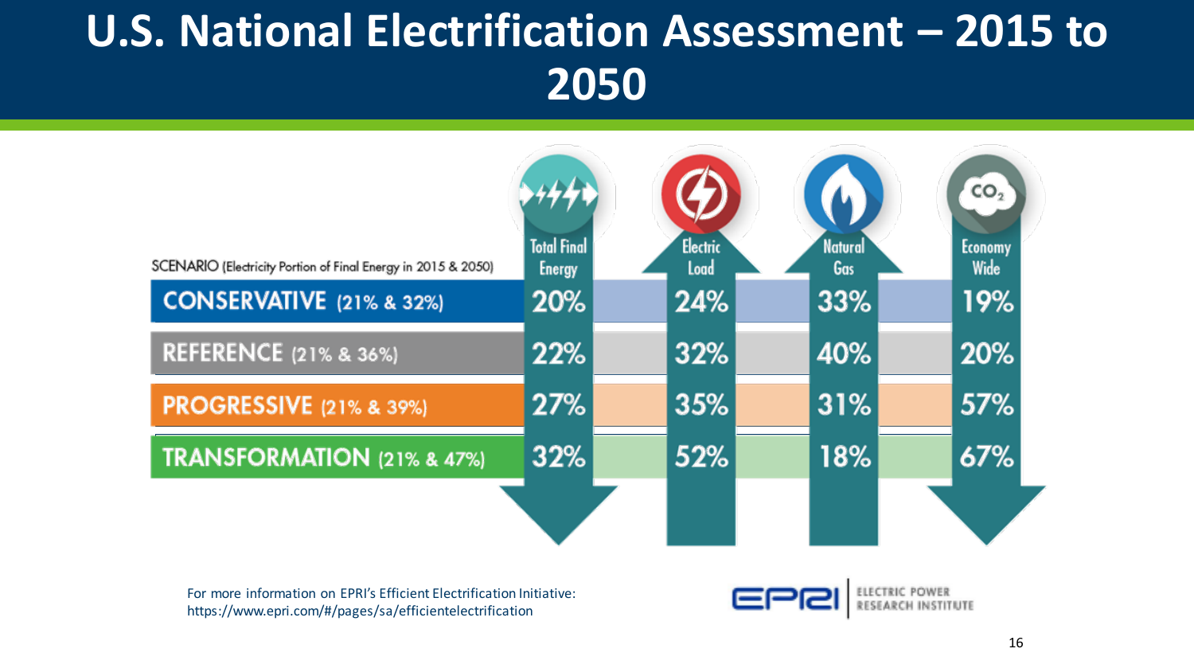# U.S. National Electrification Assessment – 2015 to 2050

| SCENARIO (Electricity Portion of Final Energy in 2015 & 2050) | Total Final Energy | Electric Load | Natural Gas | Economy Wide $CO_2$ |
|---|---|---|---|---|
| CONSERVATIVE (21% & 32%) | 20% | 24% | 33% | 19% |
| REFERENCE (21% & 36%) | 22% | 32% | 40% | 20% |
| PROGRESSIVE (21% & 39%) | 27% | 35% | 31% | 57% |
| TRANSFORMATION (21% & 47%) | 32% | 52% | 18% | 67% |

For more information on EPRI's Efficient Electrification Initiative: https://www.epri.com/#/pages/sa/efficientelectrification

EPRI | ELECTRIC POWER RESEARCH INSTITUTE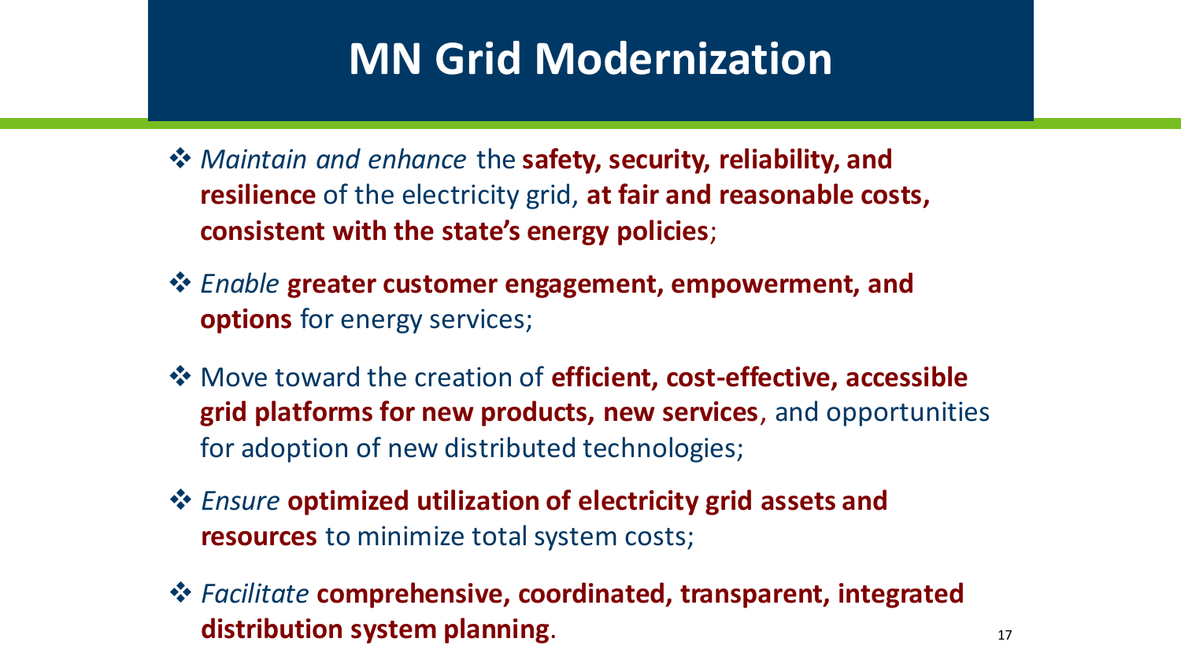# MN Grid Modernization

- *Maintain and enhance* the **safety, security, reliability, and resilience** of the electricity grid, **at fair and reasonable costs, consistent with the state's energy policies**;
- *Enable* **greater customer engagement, empowerment, and options** for energy services;
- Move toward the creation of **efficient, cost-effective, accessible grid platforms for new products, new services**, and opportunities for adoption of new distributed technologies;
- *Ensure* **optimized utilization of electricity grid assets and resources** to minimize total system costs;
- *Facilitate* **comprehensive, coordinated, transparent, integrated distribution system planning**.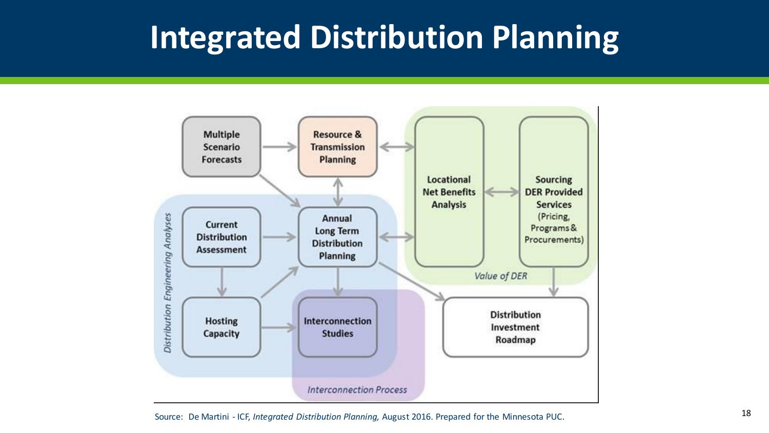# Integrated Distribution Planning

Multiple Scenario Forecasts

Resource & Transmission Planning

Locational Net Benefits Analysis

Sourcing DER Provided Services (Pricing, Programs & Procurements)

Current Distribution Assessment

Annual Long Term Distribution Planning

Hosting Capacity

Interconnection Studies

Distribution Investment Roadmap

*Distribution Engineering Analyses*

*Value of DER*

*Interconnection Process*

Source: De Martini - ICF, *Integrated Distribution Planning,* August 2016. Prepared for the Minnesota PUC.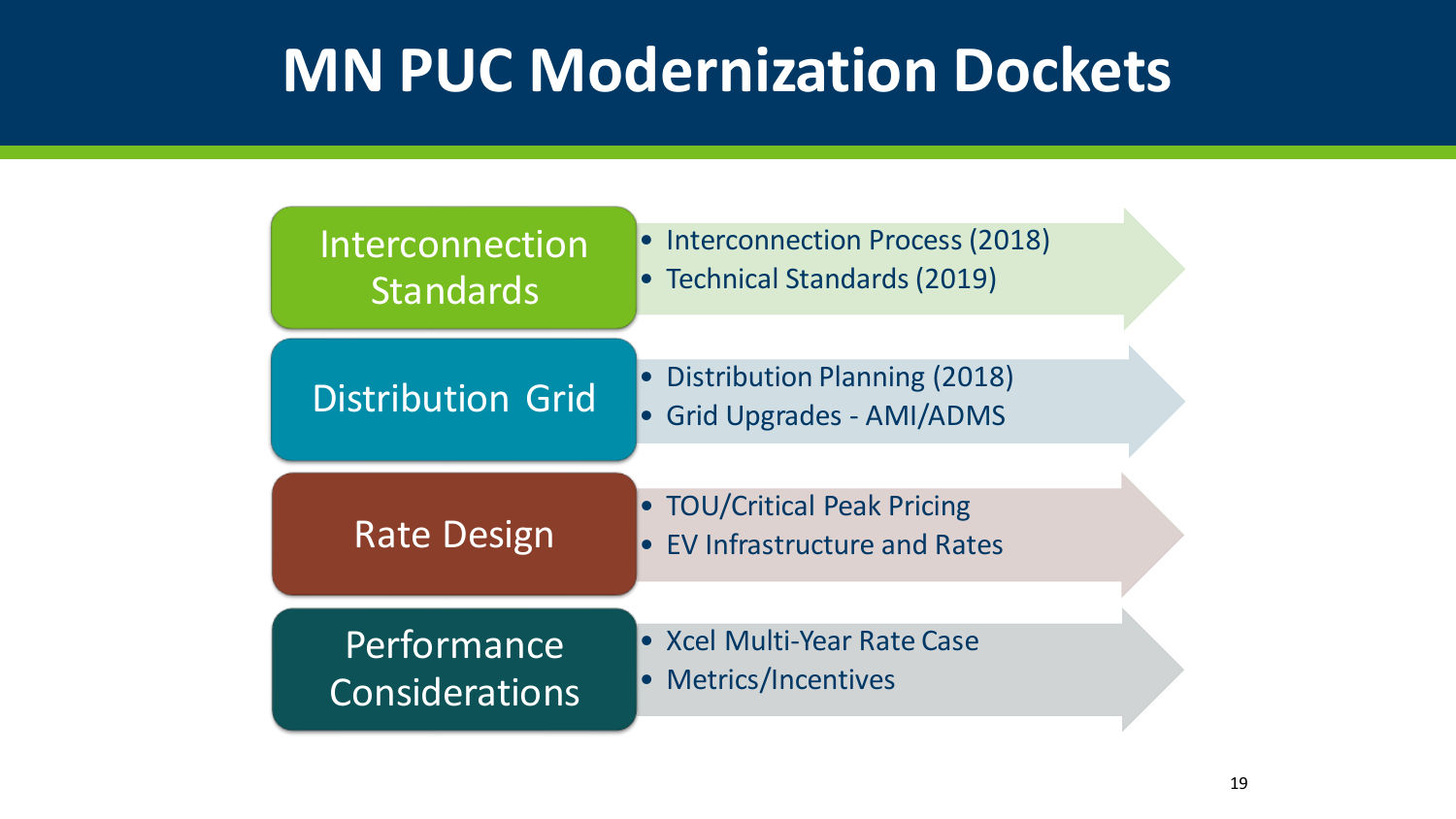# MN PUC Modernization Dockets

## Interconnection Standards

- Interconnection Process (2018)
- Technical Standards (2019)

## Distribution Grid

- Distribution Planning (2018)
- Grid Upgrades - AMI/ADMS

## Rate Design

- TOU/Critical Peak Pricing
- EV Infrastructure and Rates

## Performance Considerations

- Xcel Multi-Year Rate Case
- Metrics/Incentives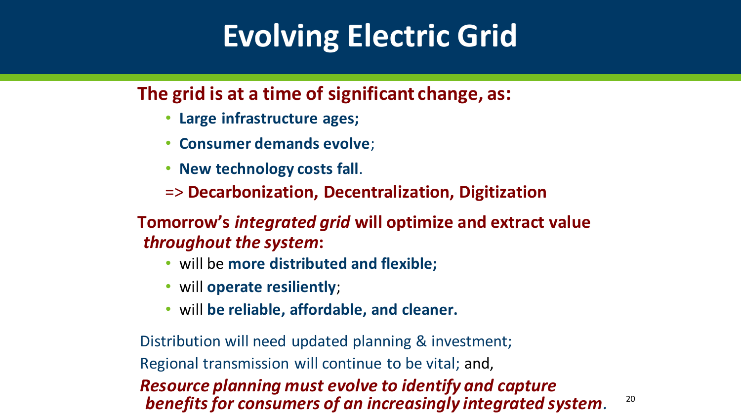# Evolving Electric Grid

**The grid is at a time of significant change, as:**

- **Large infrastructure ages;**
- **Consumer demands evolve**;
- **New technology costs fall**.

=> **Decarbonization, Decentralization, Digitization**

**Tomorrow's *integrated grid* will optimize and extract value *throughout the system*:**

- will be **more distributed and flexible;**
- will **operate resiliently**;
- will **be reliable, affordable, and cleaner.**

Distribution will need updated planning & investment;

Regional transmission will continue to be vital; and,

***Resource planning must evolve to identify and capture benefits for consumers of an increasingly integrated system.***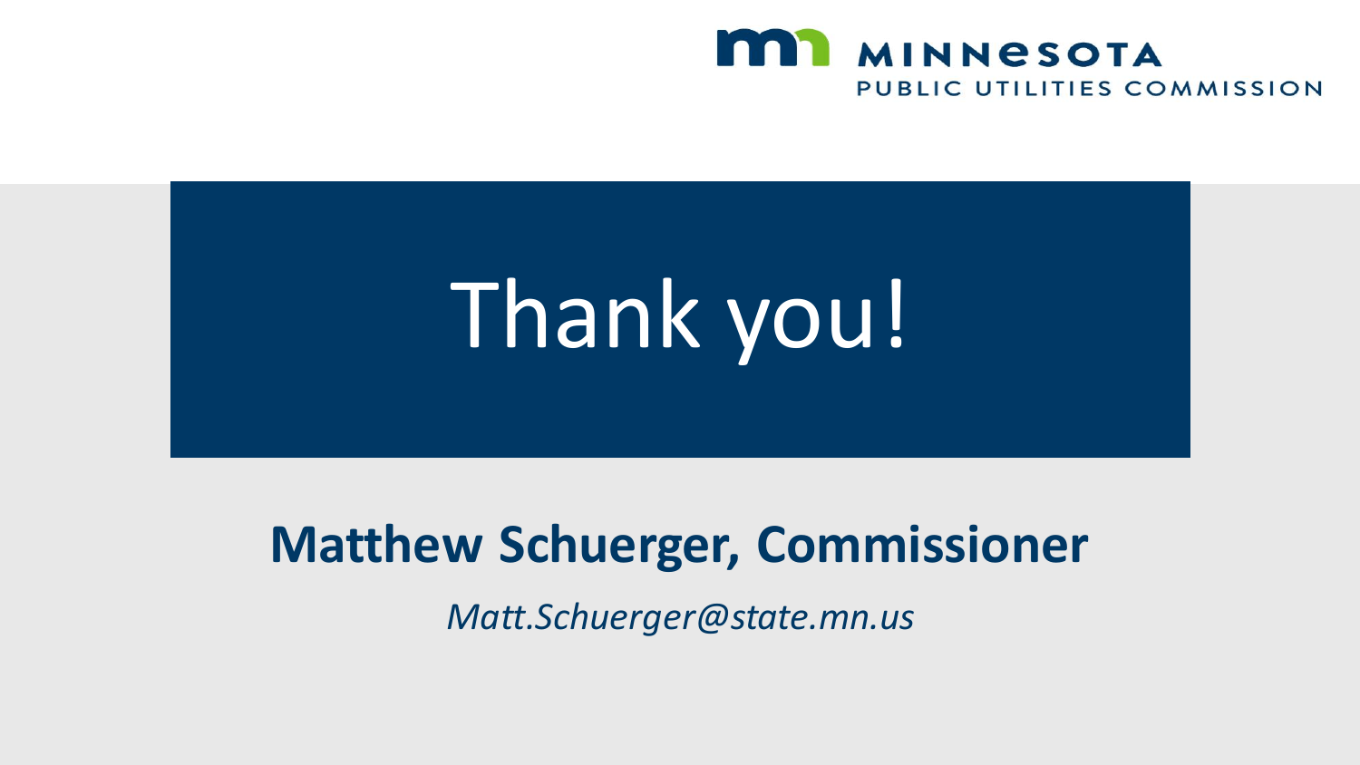MINNESOTA PUBLIC UTILITIES COMMISSION

# Thank you!

**Matthew Schuerger, Commissioner**

*Matt.Schuerger@state.mn.us*